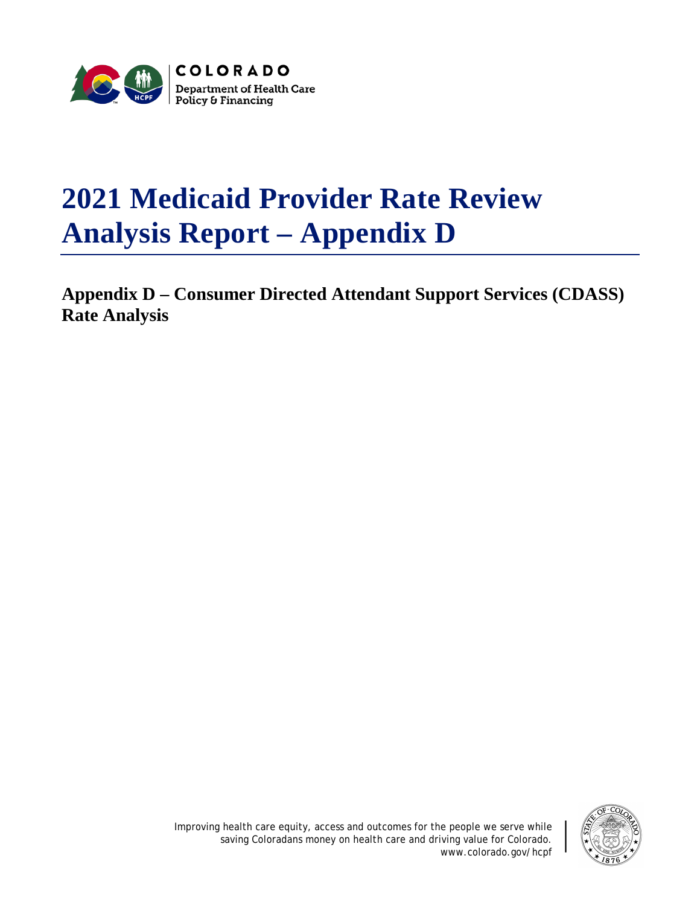COLORADO
Department of Health Care Policy & Financing

# 2021 Medicaid Provider Rate Review Analysis Report – Appendix D

## Appendix D – Consumer Directed Attendant Support Services (CDASS) Rate Analysis

Improving health care equity, access and outcomes for the people we serve while saving Coloradans money on health care and driving value for Colorado.
www.colorado.gov/hcpf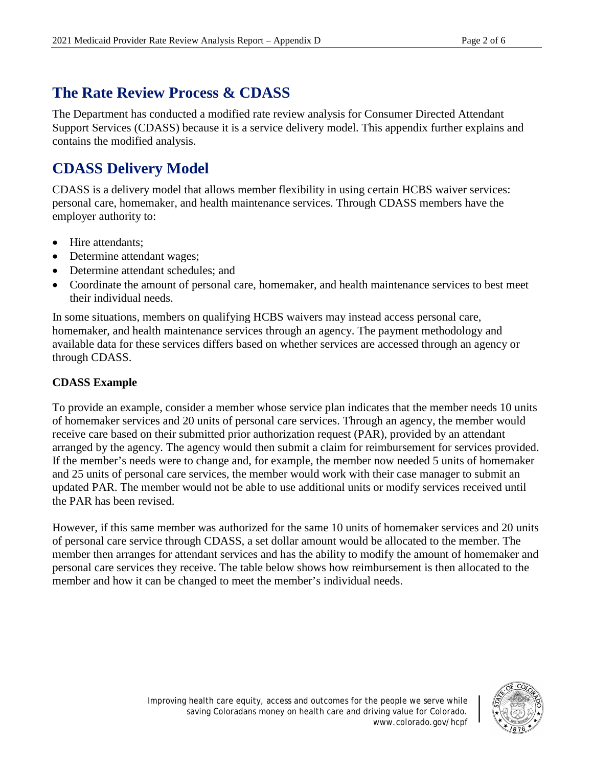## The Rate Review Process & CDASS

The Department has conducted a modified rate review analysis for Consumer Directed Attendant Support Services (CDASS) because it is a service delivery model. This appendix further explains and contains the modified analysis.

## CDASS Delivery Model

CDASS is a delivery model that allows member flexibility in using certain HCBS waiver services: personal care, homemaker, and health maintenance services. Through CDASS members have the employer authority to:

- Hire attendants;
- Determine attendant wages;
- Determine attendant schedules; and
- Coordinate the amount of personal care, homemaker, and health maintenance services to best meet their individual needs.

In some situations, members on qualifying HCBS waivers may instead access personal care, homemaker, and health maintenance services through an agency. The payment methodology and available data for these services differs based on whether services are accessed through an agency or through CDASS.

**CDASS Example**

To provide an example, consider a member whose service plan indicates that the member needs 10 units of homemaker services and 20 units of personal care services. Through an agency, the member would receive care based on their submitted prior authorization request (PAR), provided by an attendant arranged by the agency. The agency would then submit a claim for reimbursement for services provided. If the member's needs were to change and, for example, the member now needed 5 units of homemaker and 25 units of personal care services, the member would work with their case manager to submit an updated PAR. The member would not be able to use additional units or modify services received until the PAR has been revised.

However, if this same member was authorized for the same 10 units of homemaker services and 20 units of personal care service through CDASS, a set dollar amount would be allocated to the member. The member then arranges for attendant services and has the ability to modify the amount of homemaker and personal care services they receive. The table below shows how reimbursement is then allocated to the member and how it can be changed to meet the member's individual needs.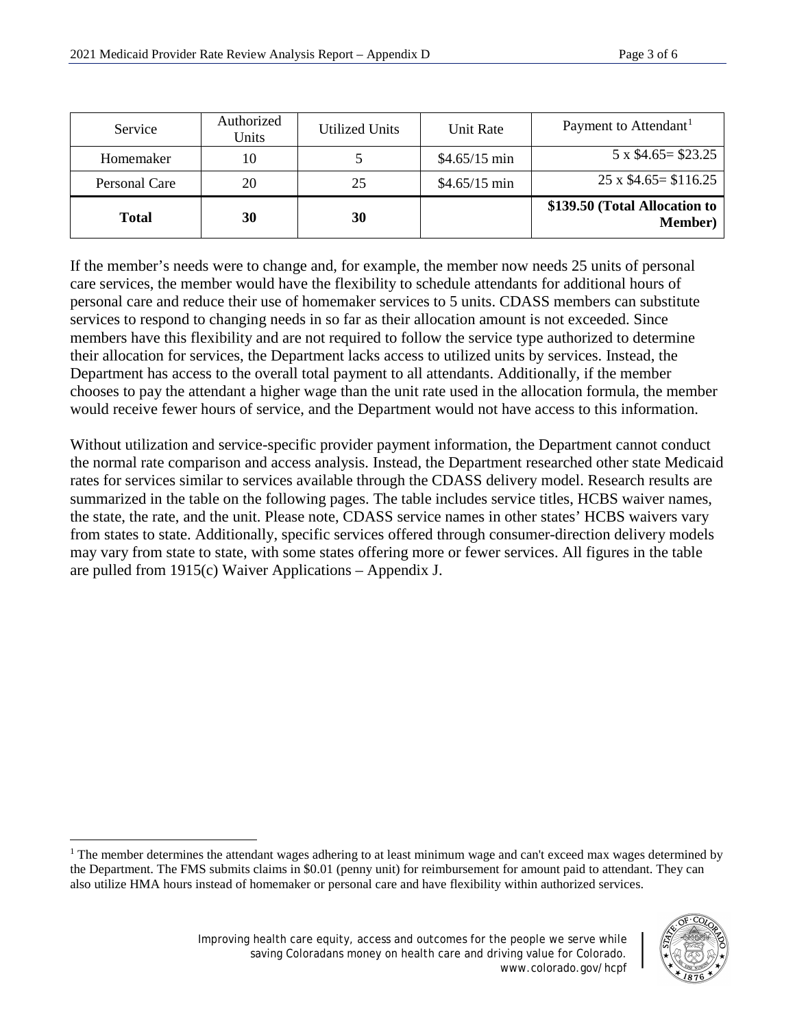| Service | Authorized Units | Utilized Units | Unit Rate | Payment to Attendant[1] |
|---|---|---|---|---|
| Homemaker | 10 | 5 | \$4.65/15 min | 5 x \$4.65= \$23.25 |
| Personal Care | 20 | 25 | \$4.65/15 min | 25 x \$4.65= \$116.25 |
| **Total** | **30** | **30** | | **\$139.50 (Total Allocation to Member)** |

If the member's needs were to change and, for example, the member now needs 25 units of personal care services, the member would have the flexibility to schedule attendants for additional hours of personal care and reduce their use of homemaker services to 5 units. CDASS members can substitute services to respond to changing needs in so far as their allocation amount is not exceeded. Since members have this flexibility and are not required to follow the service type authorized to determine their allocation for services, the Department lacks access to utilized units by services. Instead, the Department has access to the overall total payment to all attendants. Additionally, if the member chooses to pay the attendant a higher wage than the unit rate used in the allocation formula, the member would receive fewer hours of service, and the Department would not have access to this information.

Without utilization and service-specific provider payment information, the Department cannot conduct the normal rate comparison and access analysis. Instead, the Department researched other state Medicaid rates for services similar to services available through the CDASS delivery model. Research results are summarized in the table on the following pages. The table includes service titles, HCBS waiver names, the state, the rate, and the unit. Please note, CDASS service names in other states' HCBS waivers vary from states to state. Additionally, specific services offered through consumer-direction delivery models may vary from state to state, with some states offering more or fewer services. All figures in the table are pulled from 1915(c) Waiver Applications – Appendix J.

[1] The member determines the attendant wages adhering to at least minimum wage and can't exceed max wages determined by the Department. The FMS submits claims in \$0.01 (penny unit) for reimbursement for amount paid to attendant. They can also utilize HMA hours instead of homemaker or personal care and have flexibility within authorized services.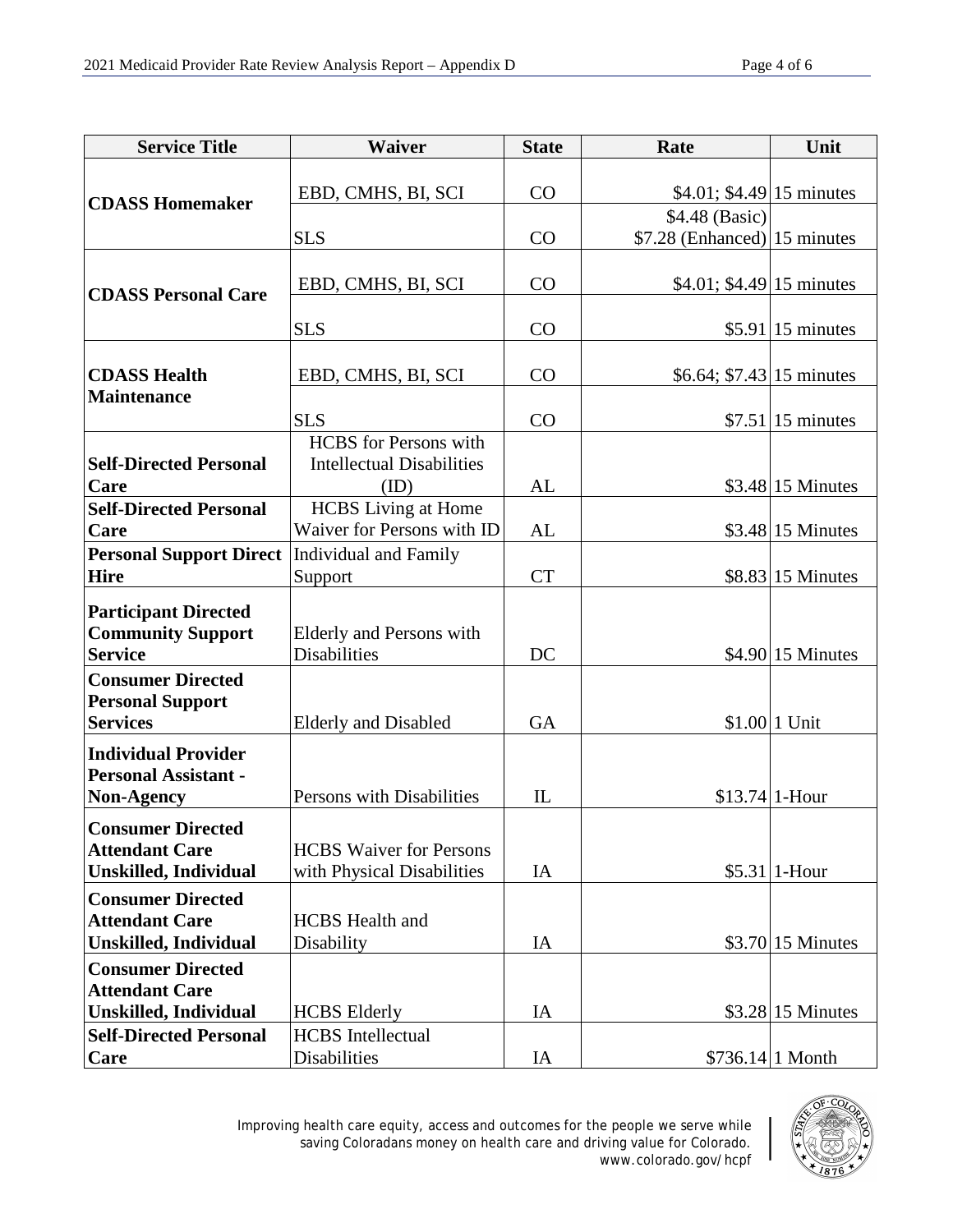| Service Title | Waiver | State | Rate | Unit |
|---|---|---|---|---|
| **CDASS Homemaker** | EBD, CMHS, BI, SCI | CO | $4.01; $4.49 | 15 minutes |
| | SLS | CO | $4.48 (Basic) $7.28 (Enhanced) | 15 minutes |
| **CDASS Personal Care** | EBD, CMHS, BI, SCI | CO | $4.01; $4.49 | 15 minutes |
| | SLS | CO | $5.91 | 15 minutes |
| **CDASS Health Maintenance** | EBD, CMHS, BI, SCI | CO | $6.64; $7.43 | 15 minutes |
| | SLS | CO | $7.51 | 15 minutes |
| **Self-Directed Personal Care** | HCBS for Persons with Intellectual Disabilities (ID) | AL | $3.48 | 15 Minutes |
| **Self-Directed Personal Care** | HCBS Living at Home Waiver for Persons with ID | AL | $3.48 | 15 Minutes |
| **Personal Support Direct Hire** | Individual and Family Support | CT | $8.83 | 15 Minutes |
| **Participant Directed Community Support Service** | Elderly and Persons with Disabilities | DC | $4.90 | 15 Minutes |
| **Consumer Directed Personal Support Services** | Elderly and Disabled | GA | $1.00 | 1 Unit |
| **Individual Provider Personal Assistant - Non-Agency** | Persons with Disabilities | IL | $13.74 | 1-Hour |
| **Consumer Directed Attendant Care Unskilled, Individual** | HCBS Waiver for Persons with Physical Disabilities | IA | $5.31 | 1-Hour |
| **Consumer Directed Attendant Care Unskilled, Individual** | HCBS Health and Disability | IA | $3.70 | 15 Minutes |
| **Consumer Directed Attendant Care Unskilled, Individual** | HCBS Elderly | IA | $3.28 | 15 Minutes |
| **Self-Directed Personal Care** | HCBS Intellectual Disabilities | IA | $736.14 | 1 Month |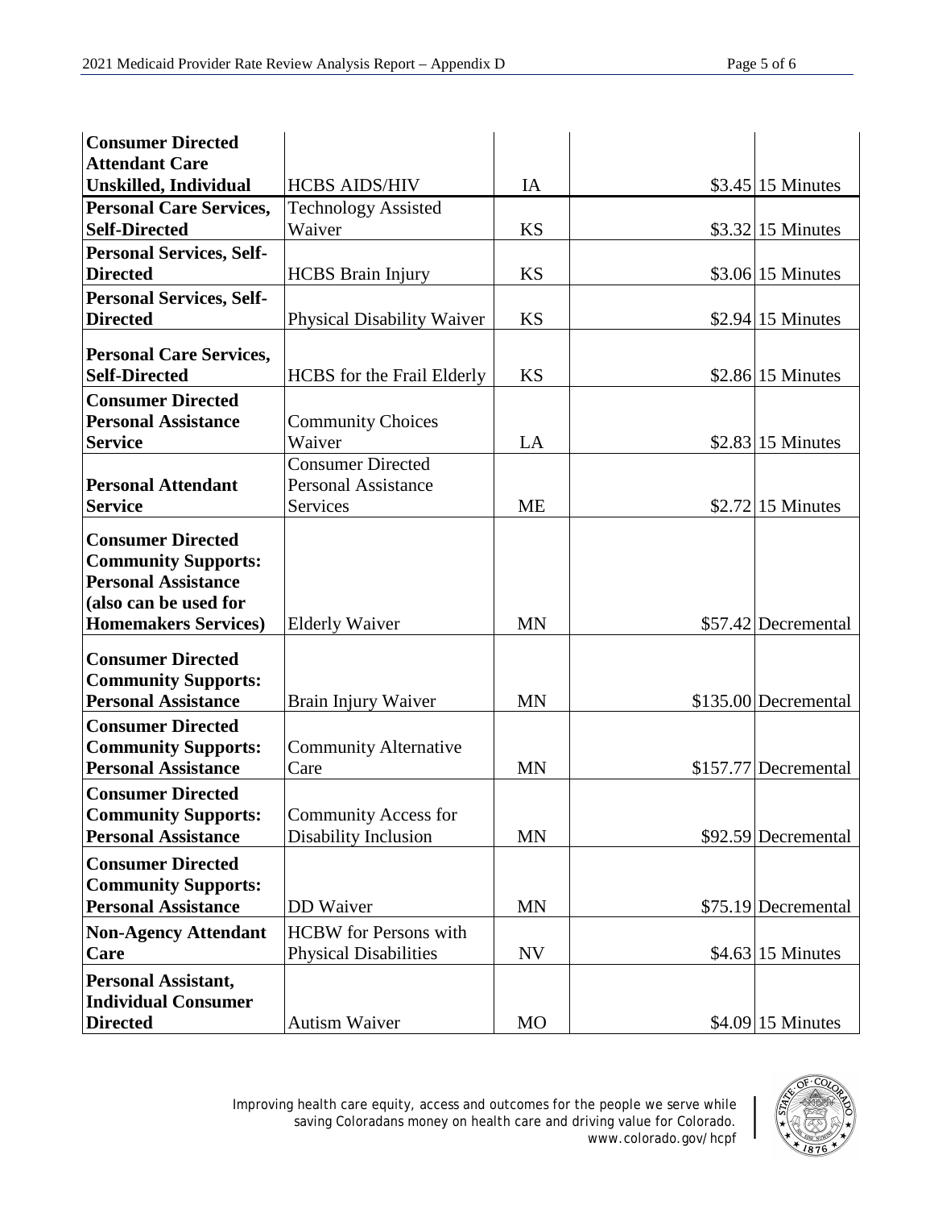| | | | | |
|---|---|---|---|---|
| **Consumer Directed Attendant Care Unskilled, Individual** | HCBS AIDS/HIV | IA | $3.45 | 15 Minutes |
| **Personal Care Services, Self-Directed** | Technology Assisted Waiver | KS | $3.32 | 15 Minutes |
| **Personal Services, Self-Directed** | HCBS Brain Injury | KS | $3.06 | 15 Minutes |
| **Personal Services, Self-Directed** | Physical Disability Waiver | KS | $2.94 | 15 Minutes |
| **Personal Care Services, Self-Directed** | HCBS for the Frail Elderly | KS | $2.86 | 15 Minutes |
| **Consumer Directed Personal Assistance Service** | Community Choices Waiver | LA | $2.83 | 15 Minutes |
| **Personal Attendant Service** | Consumer Directed Personal Assistance Services | ME | $2.72 | 15 Minutes |
| **Consumer Directed Community Supports: Personal Assistance (also can be used for Homemakers Services)** | Elderly Waiver | MN | $57.42 | Decremental |
| **Consumer Directed Community Supports: Personal Assistance** | Brain Injury Waiver | MN | $135.00 | Decremental |
| **Consumer Directed Community Supports: Personal Assistance** | Community Alternative Care | MN | $157.77 | Decremental |
| **Consumer Directed Community Supports: Personal Assistance** | Community Access for Disability Inclusion | MN | $92.59 | Decremental |
| **Consumer Directed Community Supports: Personal Assistance** | DD Waiver | MN | $75.19 | Decremental |
| **Non-Agency Attendant Care** | HCBW for Persons with Physical Disabilities | NV | $4.63 | 15 Minutes |
| **Personal Assistant, Individual Consumer Directed** | Autism Waiver | MO | $4.09 | 15 Minutes |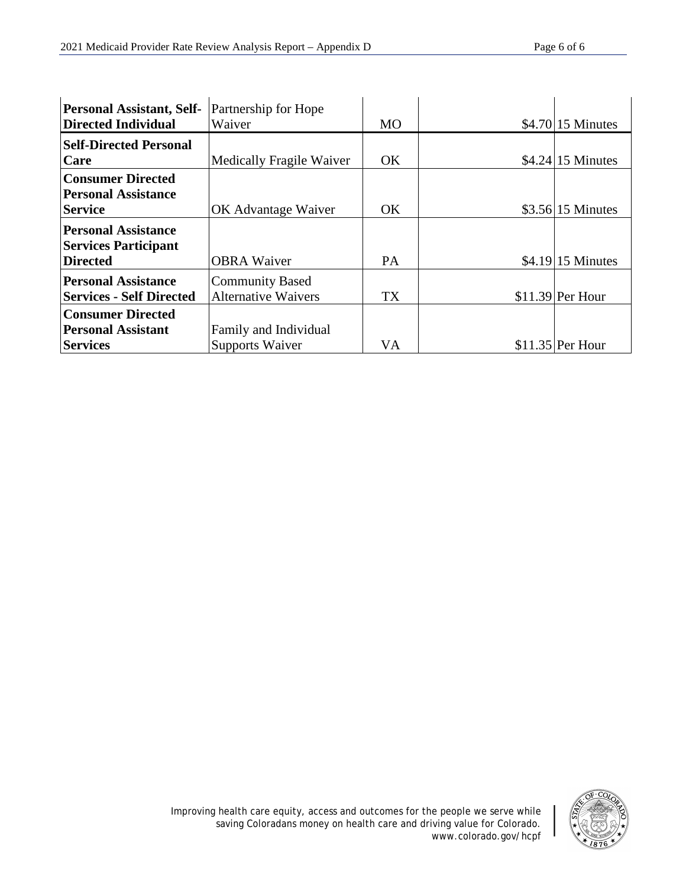| | | | | | |
|---|---|---|---|---|---|
| **Personal Assistant, Self-Directed Individual** | Partnership for Hope Waiver | MO | | $4.70 | 15 Minutes |
| **Self-Directed Personal Care** | Medically Fragile Waiver | OK | | $4.24 | 15 Minutes |
| **Consumer Directed Personal Assistance Service** | OK Advantage Waiver | OK | | $3.56 | 15 Minutes |
| **Personal Assistance Services Participant Directed** | OBRA Waiver | PA | | $4.19 | 15 Minutes |
| **Personal Assistance Services - Self Directed** | Community Based Alternative Waivers | TX | | $11.39 | Per Hour |
| **Consumer Directed Personal Assistant Services** | Family and Individual Supports Waiver | VA | | $11.35 | Per Hour |

Improving health care equity, access and outcomes for the people we serve while saving Coloradans money on health care and driving value for Colorado.
www.colorado.gov/hcpf